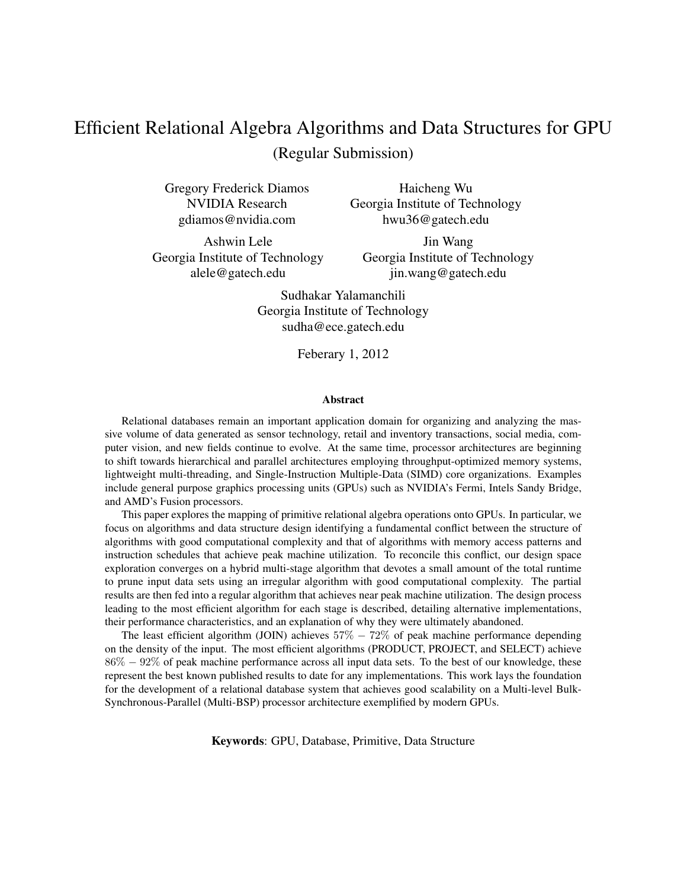# Efficient Relational Algebra Algorithms and Data Structures for GPU

(Regular Submission)

Gregory Frederick Diamos
NVIDIA Research
gdiamos@nvidia.com

Haicheng Wu
Georgia Institute of Technology
hwu36@gatech.edu

Ashwin Lele
Georgia Institute of Technology
alele@gatech.edu

Jin Wang
Georgia Institute of Technology
jin.wang@gatech.edu

Sudhakar Yalamanchili
Georgia Institute of Technology
sudha@ece.gatech.edu

Feberary 1, 2012

### Abstract

Relational databases remain an important application domain for organizing and analyzing the massive volume of data generated as sensor technology, retail and inventory transactions, social media, computer vision, and new fields continue to evolve. At the same time, processor architectures are beginning to shift towards hierarchical and parallel architectures employing throughput-optimized memory systems, lightweight multi-threading, and Single-Instruction Multiple-Data (SIMD) core organizations. Examples include general purpose graphics processing units (GPUs) such as NVIDIA's Fermi, Intels Sandy Bridge, and AMD's Fusion processors.

This paper explores the mapping of primitive relational algebra operations onto GPUs. In particular, we focus on algorithms and data structure design identifying a fundamental conflict between the structure of algorithms with good computational complexity and that of algorithms with memory access patterns and instruction schedules that achieve peak machine utilization. To reconcile this conflict, our design space exploration converges on a hybrid multi-stage algorithm that devotes a small amount of the total runtime to prune input data sets using an irregular algorithm with good computational complexity. The partial results are then fed into a regular algorithm that achieves near peak machine utilization. The design process leading to the most efficient algorithm for each stage is described, detailing alternative implementations, their performance characteristics, and an explanation of why they were ultimately abandoned.

The least efficient algorithm (JOIN) achieves $57\% - 72\%$ of peak machine performance depending on the density of the input. The most efficient algorithms (PRODUCT, PROJECT, and SELECT) achieve $86\% - 92\%$ of peak machine performance across all input data sets. To the best of our knowledge, these represent the best known published results to date for any implementations. This work lays the foundation for the development of a relational database system that achieves good scalability on a Multi-level Bulk-Synchronous-Parallel (Multi-BSP) processor architecture exemplified by modern GPUs.

**Keywords**: GPU, Database, Primitive, Data Structure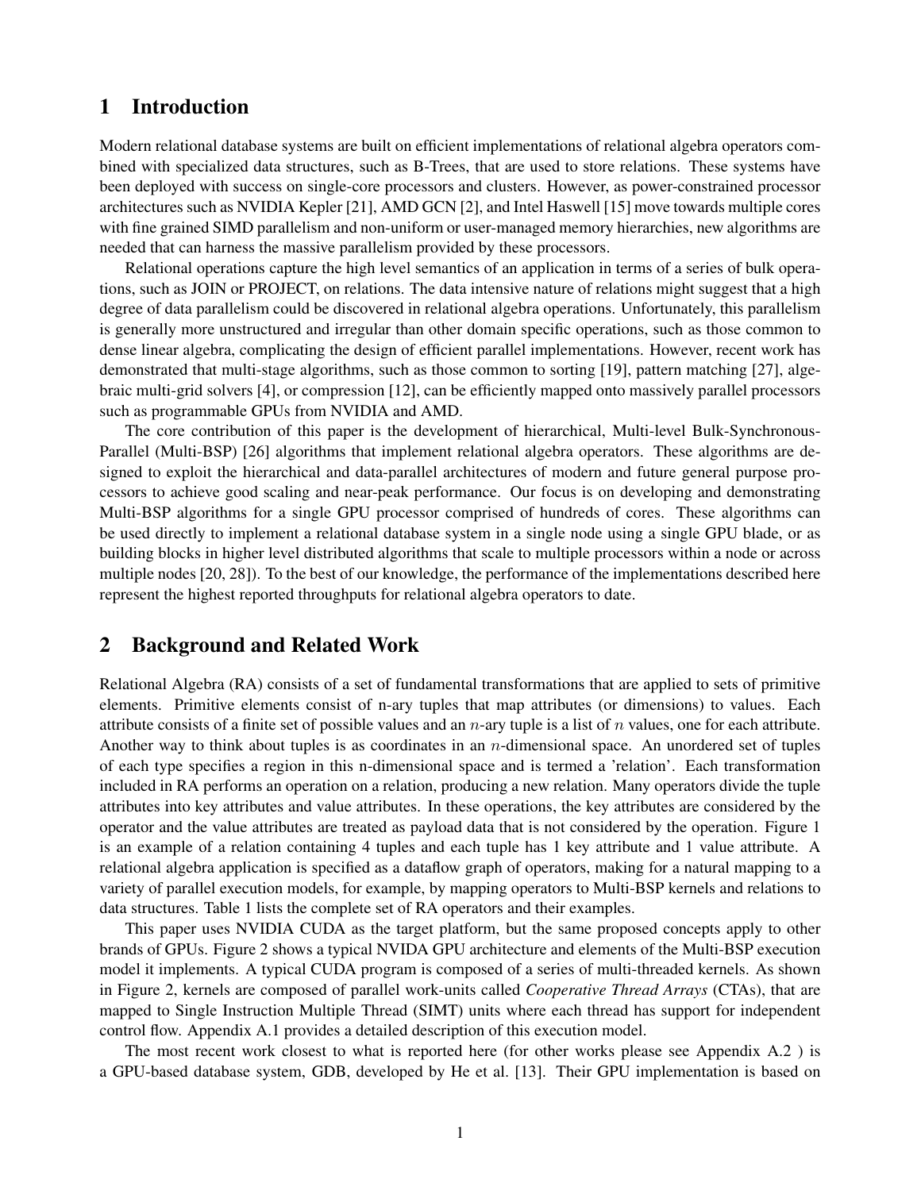# 1 Introduction

Modern relational database systems are built on efficient implementations of relational algebra operators combined with specialized data structures, such as B-Trees, that are used to store relations. These systems have been deployed with success on single-core processors and clusters. However, as power-constrained processor architectures such as NVIDIA Kepler [21], AMD GCN [2], and Intel Haswell [15] move towards multiple cores with fine grained SIMD parallelism and non-uniform or user-managed memory hierarchies, new algorithms are needed that can harness the massive parallelism provided by these processors.

Relational operations capture the high level semantics of an application in terms of a series of bulk operations, such as JOIN or PROJECT, on relations. The data intensive nature of relations might suggest that a high degree of data parallelism could be discovered in relational algebra operations. Unfortunately, this parallelism is generally more unstructured and irregular than other domain specific operations, such as those common to dense linear algebra, complicating the design of efficient parallel implementations. However, recent work has demonstrated that multi-stage algorithms, such as those common to sorting [19], pattern matching [27], algebraic multi-grid solvers [4], or compression [12], can be efficiently mapped onto massively parallel processors such as programmable GPUs from NVIDIA and AMD.

The core contribution of this paper is the development of hierarchical, Multi-level Bulk-Synchronous-Parallel (Multi-BSP) [26] algorithms that implement relational algebra operators. These algorithms are designed to exploit the hierarchical and data-parallel architectures of modern and future general purpose processors to achieve good scaling and near-peak performance. Our focus is on developing and demonstrating Multi-BSP algorithms for a single GPU processor comprised of hundreds of cores. These algorithms can be used directly to implement a relational database system in a single node using a single GPU blade, or as building blocks in higher level distributed algorithms that scale to multiple processors within a node or across multiple nodes [20, 28]). To the best of our knowledge, the performance of the implementations described here represent the highest reported throughputs for relational algebra operators to date.

# 2 Background and Related Work

Relational Algebra (RA) consists of a set of fundamental transformations that are applied to sets of primitive elements. Primitive elements consist of n-ary tuples that map attributes (or dimensions) to values. Each attribute consists of a finite set of possible values and an $n$-ary tuple is a list of $n$ values, one for each attribute. Another way to think about tuples is as coordinates in an $n$-dimensional space. An unordered set of tuples of each type specifies a region in this n-dimensional space and is termed a 'relation'. Each transformation included in RA performs an operation on a relation, producing a new relation. Many operators divide the tuple attributes into key attributes and value attributes. In these operations, the key attributes are considered by the operator and the value attributes are treated as payload data that is not considered by the operation. Figure 1 is an example of a relation containing 4 tuples and each tuple has 1 key attribute and 1 value attribute. A relational algebra application is specified as a dataflow graph of operators, making for a natural mapping to a variety of parallel execution models, for example, by mapping operators to Multi-BSP kernels and relations to data structures. Table 1 lists the complete set of RA operators and their examples.

This paper uses NVIDIA CUDA as the target platform, but the same proposed concepts apply to other brands of GPUs. Figure 2 shows a typical NVIDA GPU architecture and elements of the Multi-BSP execution model it implements. A typical CUDA program is composed of a series of multi-threaded kernels. As shown in Figure 2, kernels are composed of parallel work-units called *Cooperative Thread Arrays* (CTAs), that are mapped to Single Instruction Multiple Thread (SIMT) units where each thread has support for independent control flow. Appendix A.1 provides a detailed description of this execution model.

The most recent work closest to what is reported here (for other works please see Appendix A.2 ) is a GPU-based database system, GDB, developed by He et al. [13]. Their GPU implementation is based on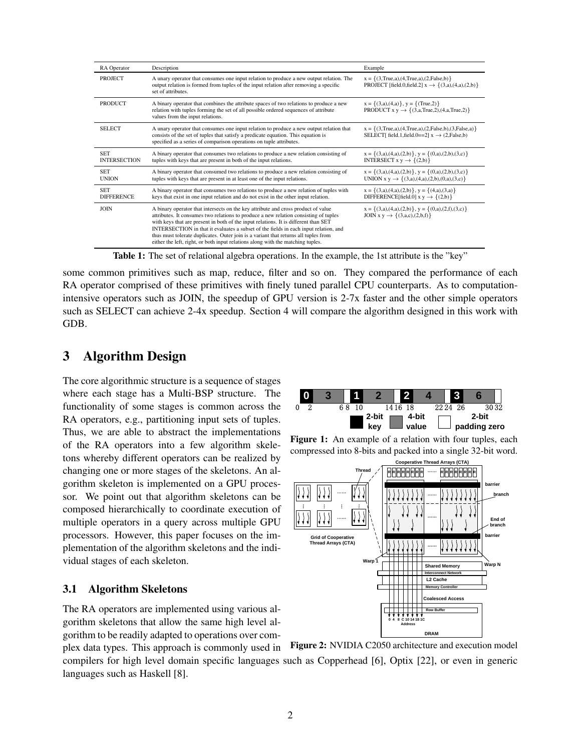| RA Operator | Description | Example |
|---|---|---|
| PROJECT | A unary operator that consumes one input relation to produce a new output relation. The output relation is formed from tuples of the input relation after removing a specific set of attributes. | x = {(3,True,a),(4,True,a),(2,False,b)}<br>PROJECT [field.0,field.2] x → {(3,a),(4,a),(2,b)} |
| PRODUCT | A binary operator that combines the attribute spaces of two relations to produce a new relation with tuples forming the set of all possible ordered sequences of attribute values from the input relations. | x = {(3,a),(4,a)}, y = {(True,2)}<br>PRODUCT x y → {(3,a,True,2),(4,a,True,2)} |
| SELECT | A unary operator that consumes one input relation to produce a new output relation that consists of the set of tuples that satisfy a predicate equation. This equation is specified as a series of comparison operations on tuple attributes. | x = {(3,True,a),(4,True,a),(2,False,b),(3,False,a)}<br>SELECT[ field.1,field.0==2] x → (2,False,b) |
| SET INTERSECTION | A binary operator that consumes two relations to produce a new relation consisting of tuples with keys that are present in both of the input relations. | x = {(3,a),(4,a),(2,b)}, y = {(0,a),(2,b),(3,c)}<br>INTERSECT x y → {(2,b)} |
| SET UNION | A binary operator that consumed two relations to produce a new relation consisting of tuples with keys that are present in at least one of the input relations. | x = {(3,a),(4,a),(2,b)}, y = {(0,a),(2,b),(3,c)}<br>UNION x y → {(3,a),(4,a),(2,b),(0,a),(3,c)} |
| SET DIFFERENCE | A binary operator that consumes two relations to produce a new relation of tuples with keys that exist in one input relation and do not exist in the other input relation. | x = {(3,a),(4,a),(2,b)}, y = {(4,a),(3,a)}<br>DIFFERENCE[field.0] x y → {(2,b)} |
| JOIN | A binary operator that intersects on the key attribute and cross product of value attributes. It consumes two relations to produce a new relation consisting of tuples with keys that are present in both of the input relations. It is different than SET INTERSECTION in that it evaluates a subset of the fields in each input relation, and thus must tolerate duplicates. Outer join is a variant that returns all tuples from either the left, right, or both input relations along with the matching tuples. | x = {(3,a),(4,a),(2,b)}, y = {(0,a),(2,f),(3,c)}<br>JOIN x y → {(3,a,c),(2,b,f)} |

**Table 1:** The set of relational algebra operations. In the example, the 1st attribute is the "key"

some common primitives such as map, reduce, filter and so on. They compared the performance of each RA operator comprised of these primitives with finely tuned parallel CPU counterparts. As to computation-intensive operators such as JOIN, the speedup of GPU version is 2-7x faster and the other simple operators such as SELECT can achieve 2-4x speedup. Section 4 will compare the algorithm designed in this work with GDB.

# 3 Algorithm Design

The core algorithmic structure is a sequence of stages where each stage has a Multi-BSP structure. The functionality of some stages is common across the RA operators, e.g., partitioning input sets of tuples. Thus, we are able to abstract the implementations of the RA operators into a few algorithm skeletons whereby different operators can be realized by changing one or more stages of the skeletons. An algorithm skeleton is implemented on a GPU processor. We point out that algorithm skeletons can be composed hierarchically to coordinate execution of multiple operators in a query across multiple GPU processors. However, this paper focuses on the implementation of the algorithm skeletons and the individual stages of each skeleton.

**Figure 1:** An example of a relation with four tuples, each compressed into 8-bits and packed into a single 32-bit word.

**Figure 2:** NVIDIA C2050 architecture and execution model

## 3.1 Algorithm Skeletons

The RA operators are implemented using various algorithm skeletons that allow the same high level algorithm to be readily adapted to operations over complex data types. This approach is commonly used in compilers for high level domain specific languages such as Copperhead [6], Optix [22], or even in generic languages such as Haskell [8].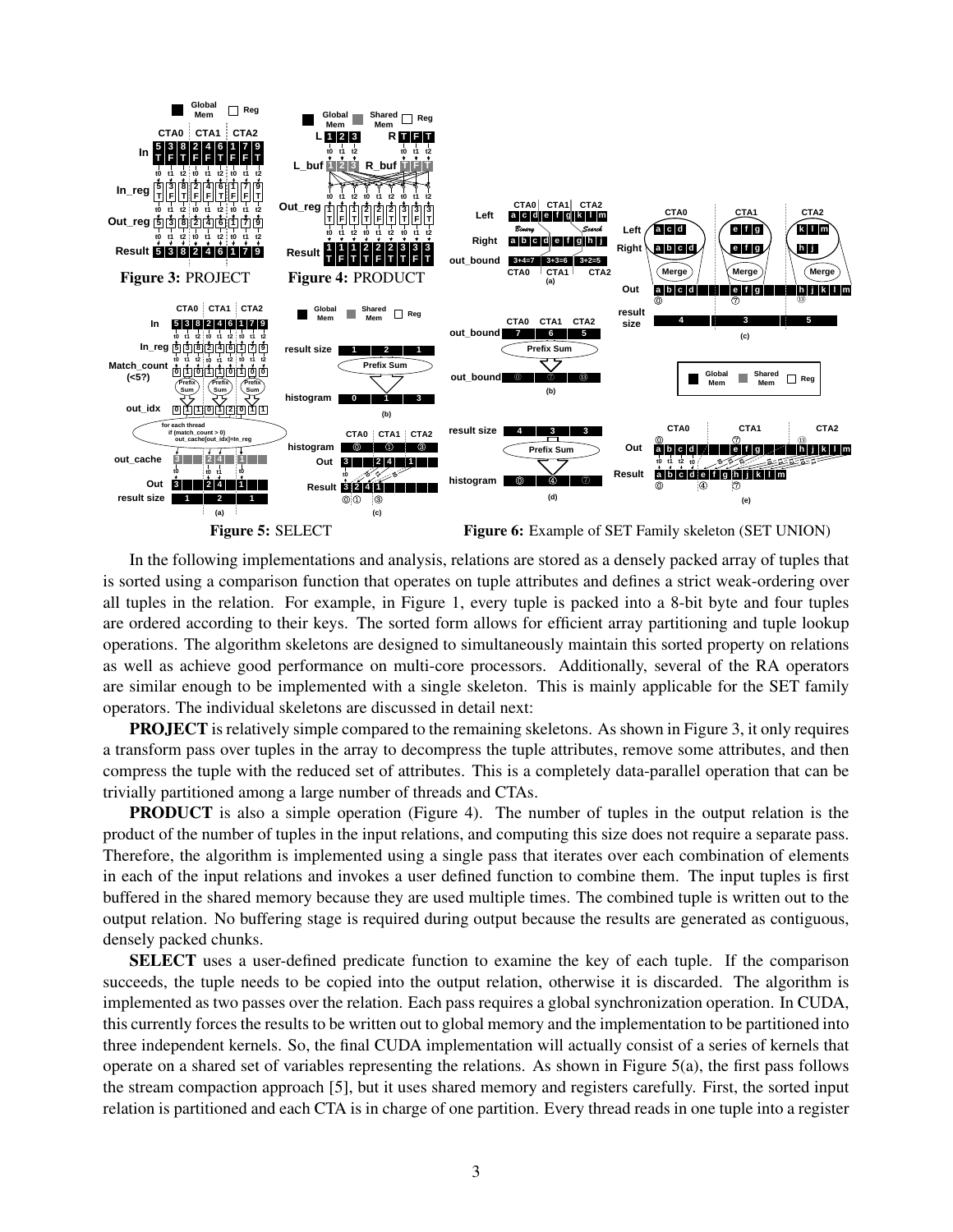Figure 3: PROJECT

Figure 4: PRODUCT

Figure 5: SELECT

Figure 6: Example of SET Family skeleton (SET UNION)

In the following implementations and analysis, relations are stored as a densely packed array of tuples that is sorted using a comparison function that operates on tuple attributes and defines a strict weak-ordering over all tuples in the relation. For example, in Figure 1, every tuple is packed into a 8-bit byte and four tuples are ordered according to their keys. The sorted form allows for efficient array partitioning and tuple lookup operations. The algorithm skeletons are designed to simultaneously maintain this sorted property on relations as well as achieve good performance on multi-core processors. Additionally, several of the RA operators are similar enough to be implemented with a single skeleton. This is mainly applicable for the SET family operators. The individual skeletons are discussed in detail next:

**PROJECT** is relatively simple compared to the remaining skeletons. As shown in Figure 3, it only requires a transform pass over tuples in the array to decompress the tuple attributes, remove some attributes, and then compress the tuple with the reduced set of attributes. This is a completely data-parallel operation that can be trivially partitioned among a large number of threads and CTAs.

**PRODUCT** is also a simple operation (Figure 4). The number of tuples in the output relation is the product of the number of tuples in the input relations, and computing this size does not require a separate pass. Therefore, the algorithm is implemented using a single pass that iterates over each combination of elements in each of the input relations and invokes a user defined function to combine them. The input tuples is first buffered in the shared memory because they are used multiple times. The combined tuple is written out to the output relation. No buffering stage is required during output because the results are generated as contiguous, densely packed chunks.

**SELECT** uses a user-defined predicate function to examine the key of each tuple. If the comparison succeeds, the tuple needs to be copied into the output relation, otherwise it is discarded. The algorithm is implemented as two passes over the relation. Each pass requires a global synchronization operation. In CUDA, this currently forces the results to be written out to global memory and the implementation to be partitioned into three independent kernels. So, the final CUDA implementation will actually consist of a series of kernels that operate on a shared set of variables representing the relations. As shown in Figure 5(a), the first pass follows the stream compaction approach [5], but it uses shared memory and registers carefully. First, the sorted input relation is partitioned and each CTA is in charge of one partition. Every thread reads in one tuple into a register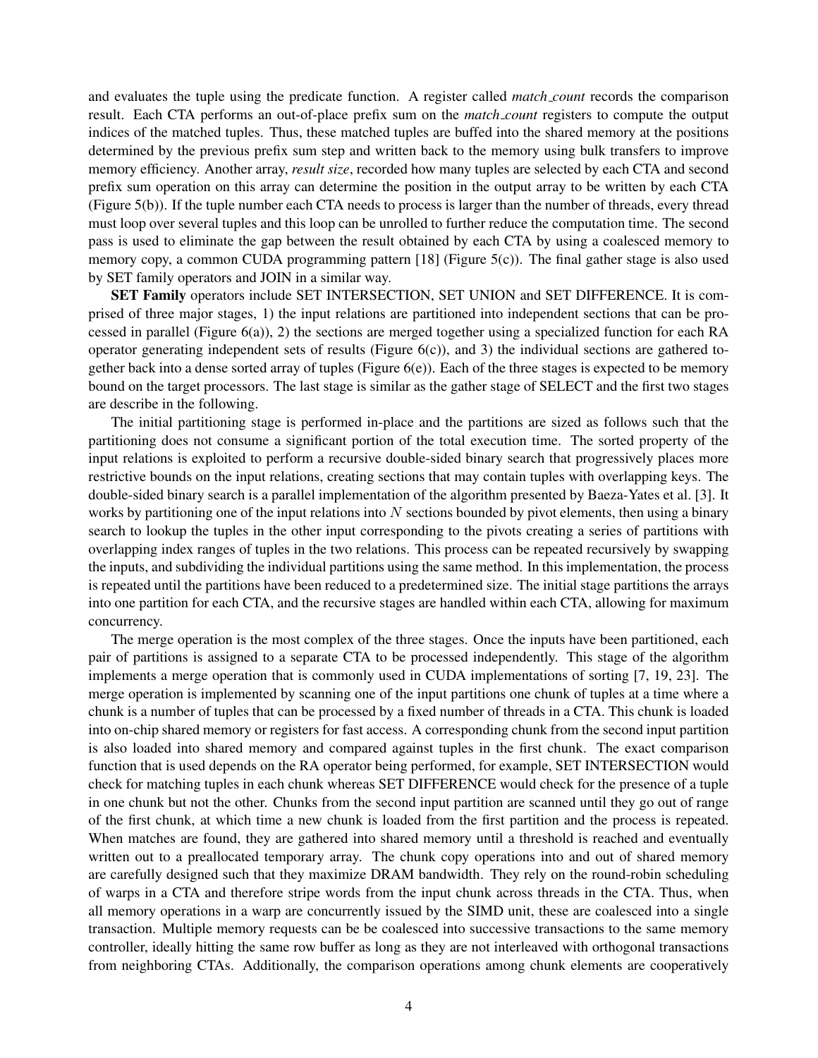and evaluates the tuple using the predicate function. A register called *match_count* records the comparison result. Each CTA performs an out-of-place prefix sum on the *match_count* registers to compute the output indices of the matched tuples. Thus, these matched tuples are buffed into the shared memory at the positions determined by the previous prefix sum step and written back to the memory using bulk transfers to improve memory efficiency. Another array, *result size*, recorded how many tuples are selected by each CTA and second prefix sum operation on this array can determine the position in the output array to be written by each CTA (Figure 5(b)). If the tuple number each CTA needs to process is larger than the number of threads, every thread must loop over several tuples and this loop can be unrolled to further reduce the computation time. The second pass is used to eliminate the gap between the result obtained by each CTA by using a coalesced memory to memory copy, a common CUDA programming pattern [18] (Figure 5(c)). The final gather stage is also used by SET family operators and JOIN in a similar way.

**SET Family** operators include SET INTERSECTION, SET UNION and SET DIFFERENCE. It is comprised of three major stages, 1) the input relations are partitioned into independent sections that can be processed in parallel (Figure 6(a)), 2) the sections are merged together using a specialized function for each RA operator generating independent sets of results (Figure 6(c)), and 3) the individual sections are gathered together back into a dense sorted array of tuples (Figure 6(e)). Each of the three stages is expected to be memory bound on the target processors. The last stage is similar as the gather stage of SELECT and the first two stages are describe in the following.

The initial partitioning stage is performed in-place and the partitions are sized as follows such that the partitioning does not consume a significant portion of the total execution time. The sorted property of the input relations is exploited to perform a recursive double-sided binary search that progressively places more restrictive bounds on the input relations, creating sections that may contain tuples with overlapping keys. The double-sided binary search is a parallel implementation of the algorithm presented by Baeza-Yates et al. [3]. It works by partitioning one of the input relations into $N$ sections bounded by pivot elements, then using a binary search to lookup the tuples in the other input corresponding to the pivots creating a series of partitions with overlapping index ranges of tuples in the two relations. This process can be repeated recursively by swapping the inputs, and subdividing the individual partitions using the same method. In this implementation, the process is repeated until the partitions have been reduced to a predetermined size. The initial stage partitions the arrays into one partition for each CTA, and the recursive stages are handled within each CTA, allowing for maximum concurrency.

The merge operation is the most complex of the three stages. Once the inputs have been partitioned, each pair of partitions is assigned to a separate CTA to be processed independently. This stage of the algorithm implements a merge operation that is commonly used in CUDA implementations of sorting [7, 19, 23]. The merge operation is implemented by scanning one of the input partitions one chunk of tuples at a time where a chunk is a number of tuples that can be processed by a fixed number of threads in a CTA. This chunk is loaded into on-chip shared memory or registers for fast access. A corresponding chunk from the second input partition is also loaded into shared memory and compared against tuples in the first chunk. The exact comparison function that is used depends on the RA operator being performed, for example, SET INTERSECTION would check for matching tuples in each chunk whereas SET DIFFERENCE would check for the presence of a tuple in one chunk but not the other. Chunks from the second input partition are scanned until they go out of range of the first chunk, at which time a new chunk is loaded from the first partition and the process is repeated. When matches are found, they are gathered into shared memory until a threshold is reached and eventually written out to a preallocated temporary array. The chunk copy operations into and out of shared memory are carefully designed such that they maximize DRAM bandwidth. They rely on the round-robin scheduling of warps in a CTA and therefore stripe words from the input chunk across threads in the CTA. Thus, when all memory operations in a warp are concurrently issued by the SIMD unit, these are coalesced into a single transaction. Multiple memory requests can be be coalesced into successive transactions to the same memory controller, ideally hitting the same row buffer as long as they are not interleaved with orthogonal transactions from neighboring CTAs. Additionally, the comparison operations among chunk elements are cooperatively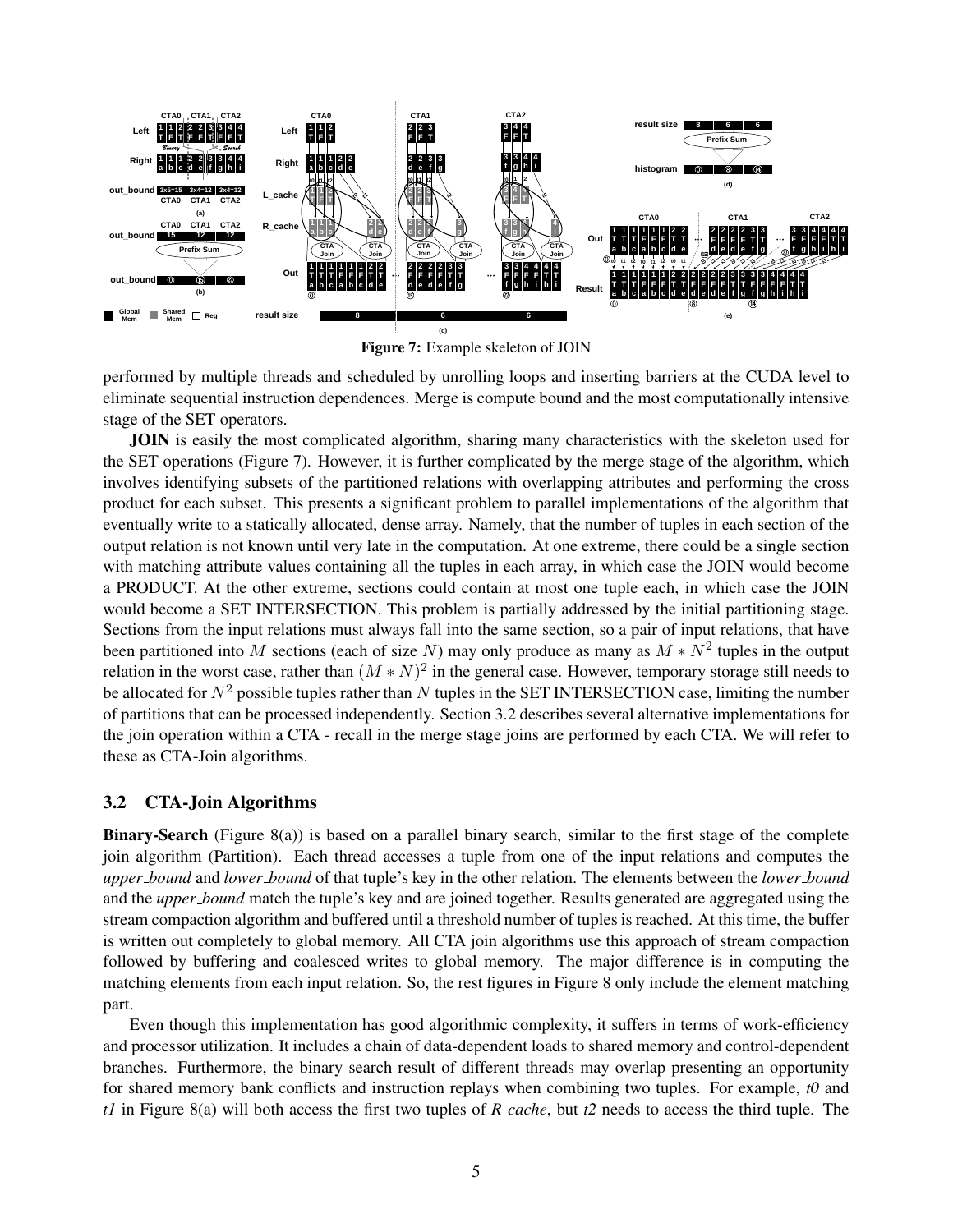**Figure 7:** Example skeleton of JOIN

performed by multiple threads and scheduled by unrolling loops and inserting barriers at the CUDA level to eliminate sequential instruction dependences. Merge is compute bound and the most computationally intensive stage of the SET operators.

**JOIN** is easily the most complicated algorithm, sharing many characteristics with the skeleton used for the SET operations (Figure 7). However, it is further complicated by the merge stage of the algorithm, which involves identifying subsets of the partitioned relations with overlapping attributes and performing the cross product for each subset. This presents a significant problem to parallel implementations of the algorithm that eventually write to a statically allocated, dense array. Namely, that the number of tuples in each section of the output relation is not known until very late in the computation. At one extreme, there could be a single section with matching attribute values containing all the tuples in each array, in which case the JOIN would become a PRODUCT. At the other extreme, sections could contain at most one tuple each, in which case the JOIN would become a SET INTERSECTION. This problem is partially addressed by the initial partitioning stage. Sections from the input relations must always fall into the same section, so a pair of input relations, that have been partitioned into $M$ sections (each of size $N$) may only produce as many as $M * N^2$ tuples in the output relation in the worst case, rather than $(M * N)^2$ in the general case. However, temporary storage still needs to be allocated for $N^2$ possible tuples rather than $N$ tuples in the SET INTERSECTION case, limiting the number of partitions that can be processed independently. Section 3.2 describes several alternative implementations for the join operation within a CTA - recall in the merge stage joins are performed by each CTA. We will refer to these as CTA-Join algorithms.

## 3.2 CTA-Join Algorithms

**Binary-Search** (Figure 8(a)) is based on a parallel binary search, similar to the first stage of the complete join algorithm (Partition). Each thread accesses a tuple from one of the input relations and computes the *upper_bound* and *lower_bound* of that tuple's key in the other relation. The elements between the *lower_bound* and the *upper_bound* match the tuple's key and are joined together. Results generated are aggregated using the stream compaction algorithm and buffered until a threshold number of tuples is reached. At this time, the buffer is written out completely to global memory. All CTA join algorithms use this approach of stream compaction followed by buffering and coalesced writes to global memory. The major difference is in computing the matching elements from each input relation. So, the rest figures in Figure 8 only include the element matching part.

Even though this implementation has good algorithmic complexity, it suffers in terms of work-efficiency and processor utilization. It includes a chain of data-dependent loads to shared memory and control-dependent branches. Furthermore, the binary search result of different threads may overlap presenting an opportunity for shared memory bank conflicts and instruction replays when combining two tuples. For example, *t0* and *t1* in Figure 8(a) will both access the first two tuples of *R_cache*, but *t2* needs to access the third tuple. The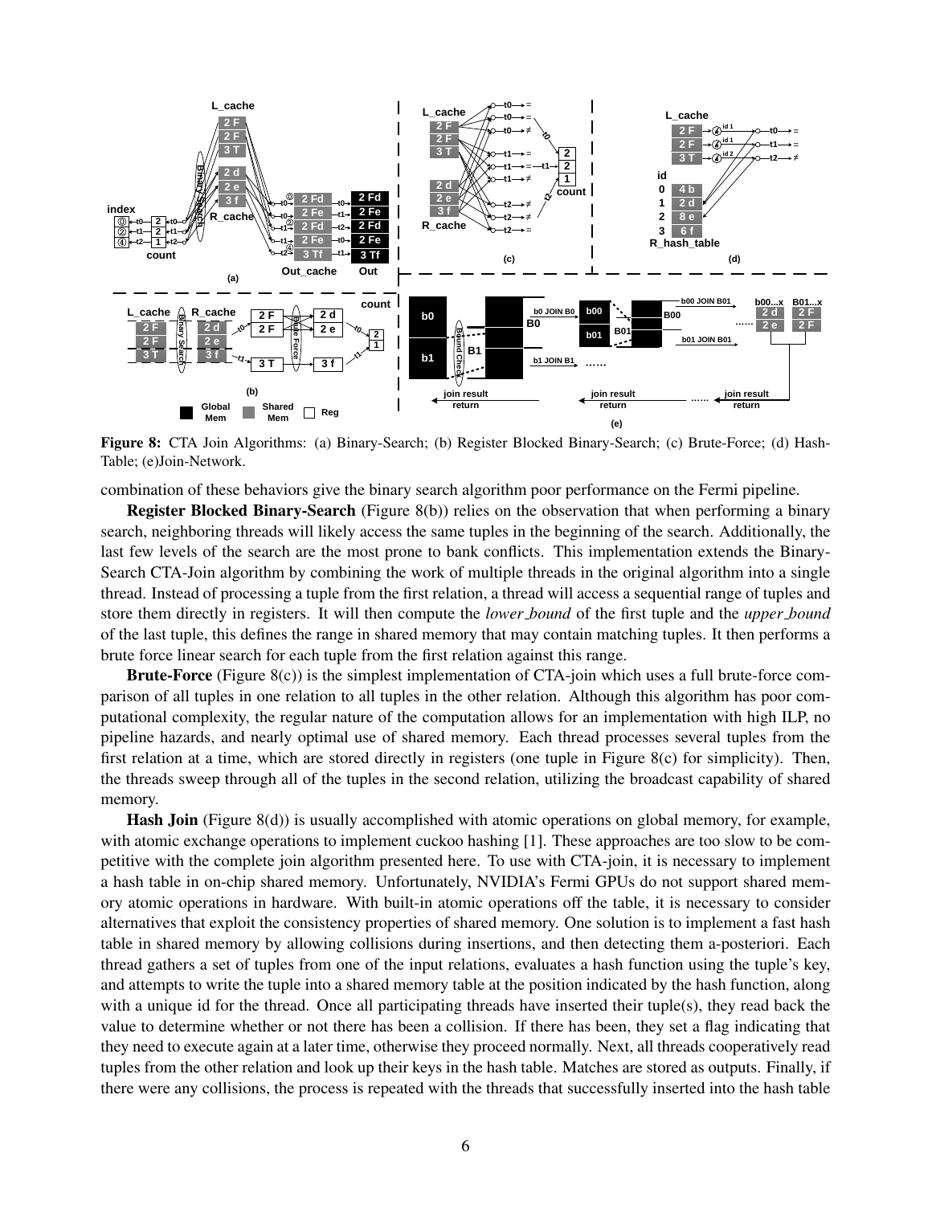**Figure 8:** CTA Join Algorithms: (a) Binary-Search; (b) Register Blocked Binary-Search; (c) Brute-Force; (d) Hash-Table; (e)Join-Network.

combination of these behaviors give the binary search algorithm poor performance on the Fermi pipeline.

**Register Blocked Binary-Search** (Figure 8(b)) relies on the observation that when performing a binary search, neighboring threads will likely access the same tuples in the beginning of the search. Additionally, the last few levels of the search are the most prone to bank conflicts. This implementation extends the Binary-Search CTA-Join algorithm by combining the work of multiple threads in the original algorithm into a single thread. Instead of processing a tuple from the first relation, a thread will access a sequential range of tuples and store them directly in registers. It will then compute the *lower_bound* of the first tuple and the *upper_bound* of the last tuple, this defines the range in shared memory that may contain matching tuples. It then performs a brute force linear search for each tuple from the first relation against this range.

**Brute-Force** (Figure 8(c)) is the simplest implementation of CTA-join which uses a full brute-force comparison of all tuples in one relation to all tuples in the other relation. Although this algorithm has poor computational complexity, the regular nature of the computation allows for an implementation with high ILP, no pipeline hazards, and nearly optimal use of shared memory. Each thread processes several tuples from the first relation at a time, which are stored directly in registers (one tuple in Figure 8(c) for simplicity). Then, the threads sweep through all of the tuples in the second relation, utilizing the broadcast capability of shared memory.

**Hash Join** (Figure 8(d)) is usually accomplished with atomic operations on global memory, for example, with atomic exchange operations to implement cuckoo hashing [1]. These approaches are too slow to be competitive with the complete join algorithm presented here. To use with CTA-join, it is necessary to implement a hash table in on-chip shared memory. Unfortunately, NVIDIA's Fermi GPUs do not support shared memory atomic operations in hardware. With built-in atomic operations off the table, it is necessary to consider alternatives that exploit the consistency properties of shared memory. One solution is to implement a fast hash table in shared memory by allowing collisions during insertions, and then detecting them a-posteriori. Each thread gathers a set of tuples from one of the input relations, evaluates a hash function using the tuple's key, and attempts to write the tuple into a shared memory table at the position indicated by the hash function, along with a unique id for the thread. Once all participating threads have inserted their tuple(s), they read back the value to determine whether or not there has been a collision. If there has been, they set a flag indicating that they need to execute again at a later time, otherwise they proceed normally. Next, all threads cooperatively read tuples from the other relation and look up their keys in the hash table. Matches are stored as outputs. Finally, if there were any collisions, the process is repeated with the threads that successfully inserted into the hash table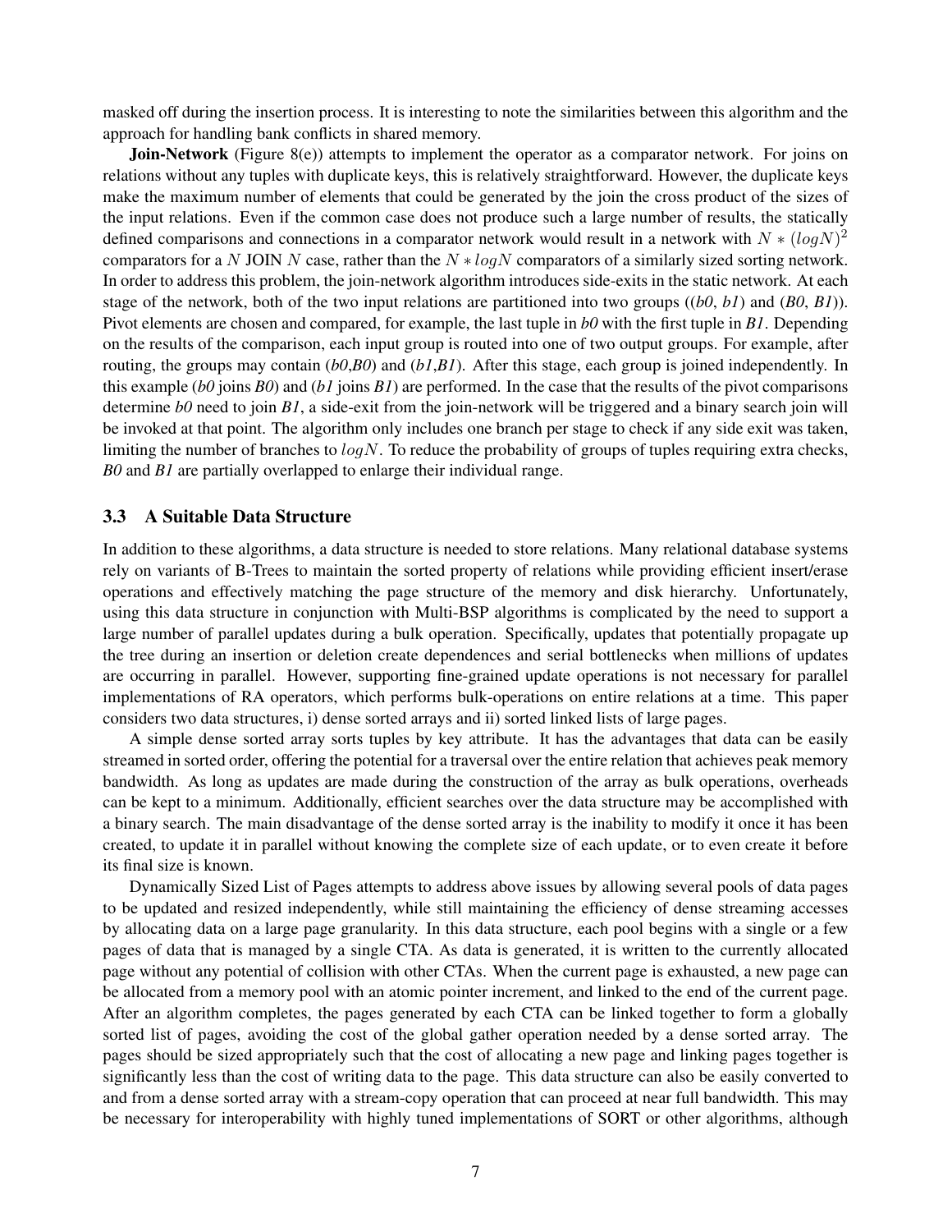masked off during the insertion process. It is interesting to note the similarities between this algorithm and the approach for handling bank conflicts in shared memory.

**Join-Network** (Figure 8(e)) attempts to implement the operator as a comparator network. For joins on relations without any tuples with duplicate keys, this is relatively straightforward. However, the duplicate keys make the maximum number of elements that could be generated by the join the cross product of the sizes of the input relations. Even if the common case does not produce such a large number of results, the statically defined comparisons and connections in a comparator network would result in a network with $N * (logN)^2$ comparators for a $N$ JOIN $N$ case, rather than the $N * logN$ comparators of a similarly sized sorting network. In order to address this problem, the join-network algorithm introduces side-exits in the static network. At each stage of the network, both of the two input relations are partitioned into two groups ((*b0*, *b1*) and (*B0*, *B1*)). Pivot elements are chosen and compared, for example, the last tuple in *b0* with the first tuple in *B1*. Depending on the results of the comparison, each input group is routed into one of two output groups. For example, after routing, the groups may contain (*b0*,*B0*) and (*b1*,*B1*). After this stage, each group is joined independently. In this example (*b0* joins *B0*) and (*b1* joins *B1*) are performed. In the case that the results of the pivot comparisons determine *b0* need to join *B1*, a side-exit from the join-network will be triggered and a binary search join will be invoked at that point. The algorithm only includes one branch per stage to check if any side exit was taken, limiting the number of branches to $logN$. To reduce the probability of groups of tuples requiring extra checks, *B0* and *B1* are partially overlapped to enlarge their individual range.

### 3.3 A Suitable Data Structure

In addition to these algorithms, a data structure is needed to store relations. Many relational database systems rely on variants of B-Trees to maintain the sorted property of relations while providing efficient insert/erase operations and effectively matching the page structure of the memory and disk hierarchy. Unfortunately, using this data structure in conjunction with Multi-BSP algorithms is complicated by the need to support a large number of parallel updates during a bulk operation. Specifically, updates that potentially propagate up the tree during an insertion or deletion create dependences and serial bottlenecks when millions of updates are occurring in parallel. However, supporting fine-grained update operations is not necessary for parallel implementations of RA operators, which performs bulk-operations on entire relations at a time. This paper considers two data structures, i) dense sorted arrays and ii) sorted linked lists of large pages.

A simple dense sorted array sorts tuples by key attribute. It has the advantages that data can be easily streamed in sorted order, offering the potential for a traversal over the entire relation that achieves peak memory bandwidth. As long as updates are made during the construction of the array as bulk operations, overheads can be kept to a minimum. Additionally, efficient searches over the data structure may be accomplished with a binary search. The main disadvantage of the dense sorted array is the inability to modify it once it has been created, to update it in parallel without knowing the complete size of each update, or to even create it before its final size is known.

Dynamically Sized List of Pages attempts to address above issues by allowing several pools of data pages to be updated and resized independently, while still maintaining the efficiency of dense streaming accesses by allocating data on a large page granularity. In this data structure, each pool begins with a single or a few pages of data that is managed by a single CTA. As data is generated, it is written to the currently allocated page without any potential of collision with other CTAs. When the current page is exhausted, a new page can be allocated from a memory pool with an atomic pointer increment, and linked to the end of the current page. After an algorithm completes, the pages generated by each CTA can be linked together to form a globally sorted list of pages, avoiding the cost of the global gather operation needed by a dense sorted array. The pages should be sized appropriately such that the cost of allocating a new page and linking pages together is significantly less than the cost of writing data to the page. This data structure can also be easily converted to and from a dense sorted array with a stream-copy operation that can proceed at near full bandwidth. This may be necessary for interoperability with highly tuned implementations of SORT or other algorithms, although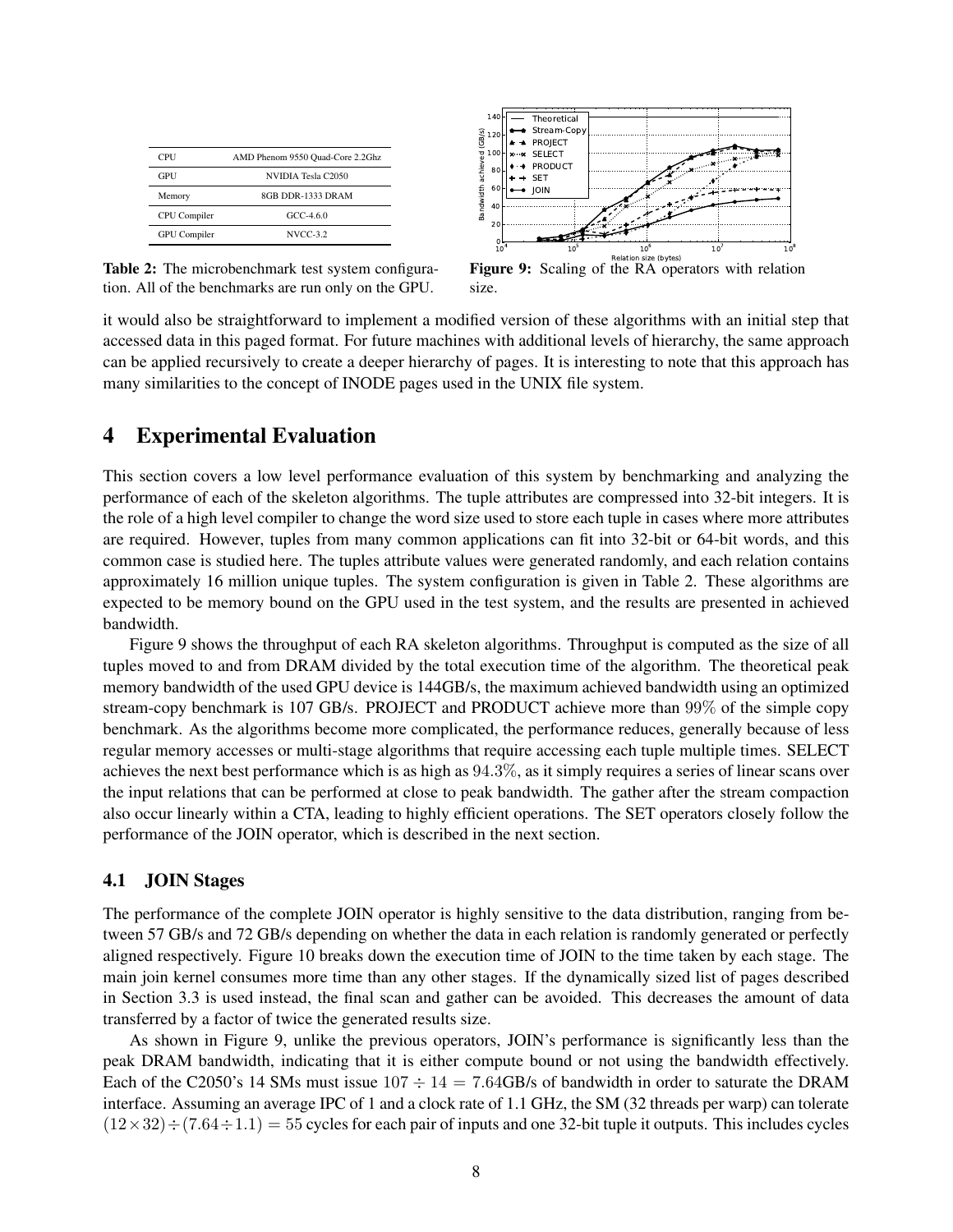| CPU | AMD Phenom 9550 Quad-Core 2.2Ghz |
|---|---|
| GPU | NVIDIA Tesla C2050 |
| Memory | 8GB DDR-1333 DRAM |
| CPU Compiler | GCC-4.6.0 |
| GPU Compiler | NVCC-3.2 |

**Table 2:** The microbenchmark test system configuration. All of the benchmarks are run only on the GPU.

**Figure 9:** Scaling of the RA operators with relation size.

it would also be straightforward to implement a modified version of these algorithms with an initial step that accessed data in this paged format. For future machines with additional levels of hierarchy, the same approach can be applied recursively to create a deeper hierarchy of pages. It is interesting to note that this approach has many similarities to the concept of INODE pages used in the UNIX file system.

# 4 Experimental Evaluation

This section covers a low level performance evaluation of this system by benchmarking and analyzing the performance of each of the skeleton algorithms. The tuple attributes are compressed into 32-bit integers. It is the role of a high level compiler to change the word size used to store each tuple in cases where more attributes are required. However, tuples from many common applications can fit into 32-bit or 64-bit words, and this common case is studied here. The tuples attribute values were generated randomly, and each relation contains approximately 16 million unique tuples. The system configuration is given in Table 2. These algorithms are expected to be memory bound on the GPU used in the test system, and the results are presented in achieved bandwidth.

Figure 9 shows the throughput of each RA skeleton algorithms. Throughput is computed as the size of all tuples moved to and from DRAM divided by the total execution time of the algorithm. The theoretical peak memory bandwidth of the used GPU device is 144GB/s, the maximum achieved bandwidth using an optimized stream-copy benchmark is 107 GB/s. PROJECT and PRODUCT achieve more than $99\%$ of the simple copy benchmark. As the algorithms become more complicated, the performance reduces, generally because of less regular memory accesses or multi-stage algorithms that require accessing each tuple multiple times. SELECT achieves the next best performance which is as high as $94.3\%$, as it simply requires a series of linear scans over the input relations that can be performed at close to peak bandwidth. The gather after the stream compaction also occur linearly within a CTA, leading to highly efficient operations. The SET operators closely follow the performance of the JOIN operator, which is described in the next section.

## 4.1 JOIN Stages

The performance of the complete JOIN operator is highly sensitive to the data distribution, ranging from between 57 GB/s and 72 GB/s depending on whether the data in each relation is randomly generated or perfectly aligned respectively. Figure 10 breaks down the execution time of JOIN to the time taken by each stage. The main join kernel consumes more time than any other stages. If the dynamically sized list of pages described in Section 3.3 is used instead, the final scan and gather can be avoided. This decreases the amount of data transferred by a factor of twice the generated results size.

As shown in Figure 9, unlike the previous operators, JOIN's performance is significantly less than the peak DRAM bandwidth, indicating that it is either compute bound or not using the bandwidth effectively. Each of the C2050's 14 SMs must issue $107 \div 14 = 7.64$GB/s of bandwidth in order to saturate the DRAM interface. Assuming an average IPC of 1 and a clock rate of 1.1 GHz, the SM (32 threads per warp) can tolerate $(12 \times 32) \div (7.64 \div 1.1) = 55$ cycles for each pair of inputs and one 32-bit tuple it outputs. This includes cycles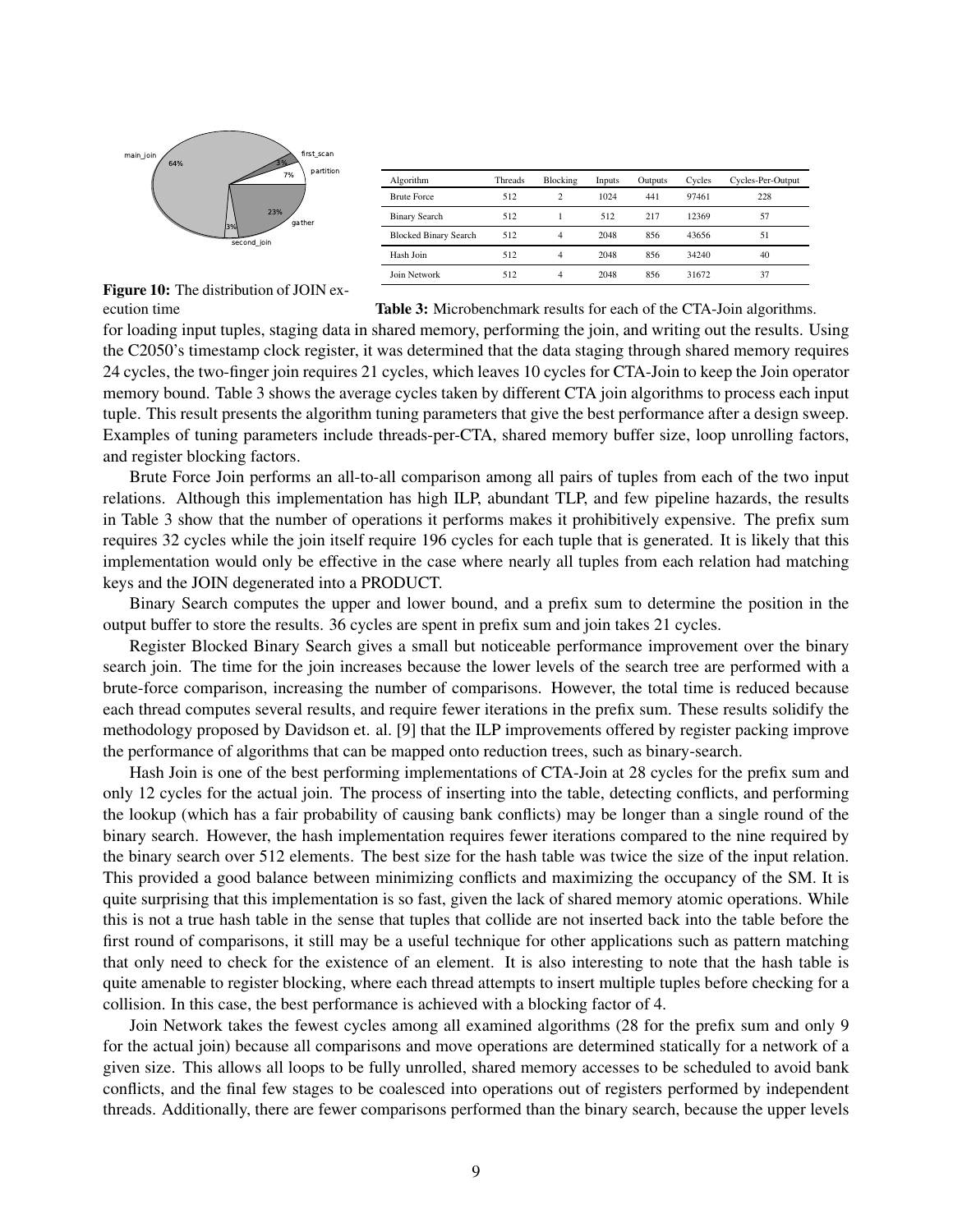Figure 10: The distribution of JOIN execution time

| Algorithm | Threads | Blocking | Inputs | Outputs | Cycles | Cycles-Per-Output |
|---|---|---|---|---|---|---|
| Brute Force | 512 | 2 | 1024 | 441 | 97461 | 228 |
| Binary Search | 512 | 1 | 512 | 217 | 12369 | 57 |
| Blocked Binary Search | 512 | 4 | 2048 | 856 | 43656 | 51 |
| Hash Join | 512 | 4 | 2048 | 856 | 34240 | 40 |
| Join Network | 512 | 4 | 2048 | 856 | 31672 | 37 |

**Table 3:** Microbenchmark results for each of the CTA-Join algorithms.

for loading input tuples, staging data in shared memory, performing the join, and writing out the results. Using the C2050's timestamp clock register, it was determined that the data staging through shared memory requires 24 cycles, the two-finger join requires 21 cycles, which leaves 10 cycles for CTA-Join to keep the Join operator memory bound. Table 3 shows the average cycles taken by different CTA join algorithms to process each input tuple. This result presents the algorithm tuning parameters that give the best performance after a design sweep. Examples of tuning parameters include threads-per-CTA, shared memory buffer size, loop unrolling factors, and register blocking factors.

Brute Force Join performs an all-to-all comparison among all pairs of tuples from each of the two input relations. Although this implementation has high ILP, abundant TLP, and few pipeline hazards, the results in Table 3 show that the number of operations it performs makes it prohibitively expensive. The prefix sum requires 32 cycles while the join itself require 196 cycles for each tuple that is generated. It is likely that this implementation would only be effective in the case where nearly all tuples from each relation had matching keys and the JOIN degenerated into a PRODUCT.

Binary Search computes the upper and lower bound, and a prefix sum to determine the position in the output buffer to store the results. 36 cycles are spent in prefix sum and join takes 21 cycles.

Register Blocked Binary Search gives a small but noticeable performance improvement over the binary search join. The time for the join increases because the lower levels of the search tree are performed with a brute-force comparison, increasing the number of comparisons. However, the total time is reduced because each thread computes several results, and require fewer iterations in the prefix sum. These results solidify the methodology proposed by Davidson et. al. [9] that the ILP improvements offered by register packing improve the performance of algorithms that can be mapped onto reduction trees, such as binary-search.

Hash Join is one of the best performing implementations of CTA-Join at 28 cycles for the prefix sum and only 12 cycles for the actual join. The process of inserting into the table, detecting conflicts, and performing the lookup (which has a fair probability of causing bank conflicts) may be longer than a single round of the binary search. However, the hash implementation requires fewer iterations compared to the nine required by the binary search over 512 elements. The best size for the hash table was twice the size of the input relation. This provided a good balance between minimizing conflicts and maximizing the occupancy of the SM. It is quite surprising that this implementation is so fast, given the lack of shared memory atomic operations. While this is not a true hash table in the sense that tuples that collide are not inserted back into the table before the first round of comparisons, it still may be a useful technique for other applications such as pattern matching that only need to check for the existence of an element. It is also interesting to note that the hash table is quite amenable to register blocking, where each thread attempts to insert multiple tuples before checking for a collision. In this case, the best performance is achieved with a blocking factor of 4.

Join Network takes the fewest cycles among all examined algorithms (28 for the prefix sum and only 9 for the actual join) because all comparisons and move operations are determined statically for a network of a given size. This allows all loops to be fully unrolled, shared memory accesses to be scheduled to avoid bank conflicts, and the final few stages to be coalesced into operations out of registers performed by independent threads. Additionally, there are fewer comparisons performed than the binary search, because the upper levels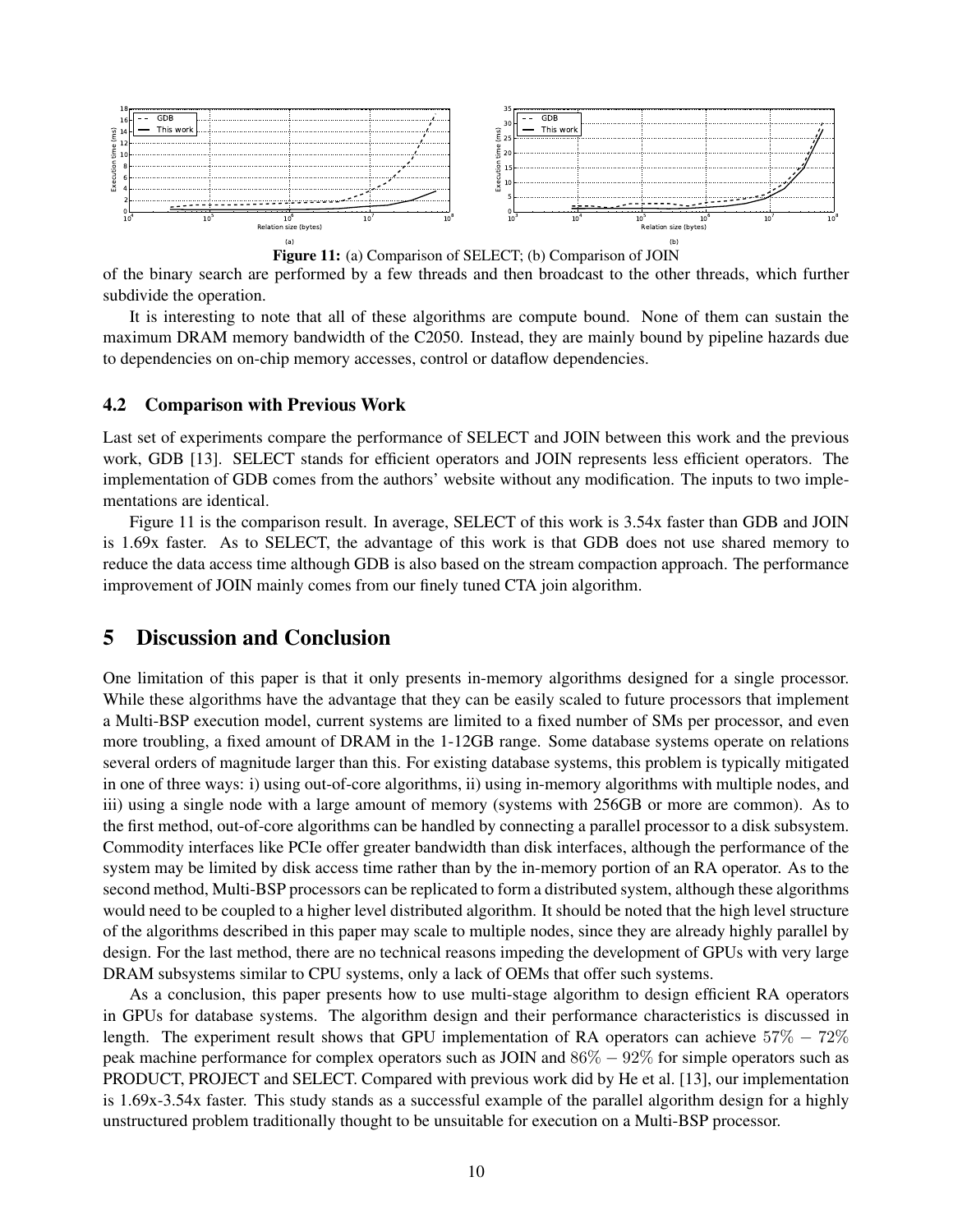Figure 11: (a) Comparison of SELECT; (b) Comparison of JOIN

of the binary search are performed by a few threads and then broadcast to the other threads, which further subdivide the operation.

It is interesting to note that all of these algorithms are compute bound. None of them can sustain the maximum DRAM memory bandwidth of the C2050. Instead, they are mainly bound by pipeline hazards due to dependencies on on-chip memory accesses, control or dataflow dependencies.

### 4.2 Comparison with Previous Work

Last set of experiments compare the performance of SELECT and JOIN between this work and the previous work, GDB [13]. SELECT stands for efficient operators and JOIN represents less efficient operators. The implementation of GDB comes from the authors' website without any modification. The inputs to two implementations are identical.

Figure 11 is the comparison result. In average, SELECT of this work is 3.54x faster than GDB and JOIN is 1.69x faster. As to SELECT, the advantage of this work is that GDB does not use shared memory to reduce the data access time although GDB is also based on the stream compaction approach. The performance improvement of JOIN mainly comes from our finely tuned CTA join algorithm.

## 5 Discussion and Conclusion

One limitation of this paper is that it only presents in-memory algorithms designed for a single processor. While these algorithms have the advantage that they can be easily scaled to future processors that implement a Multi-BSP execution model, current systems are limited to a fixed number of SMs per processor, and even more troubling, a fixed amount of DRAM in the 1-12GB range. Some database systems operate on relations several orders of magnitude larger than this. For existing database systems, this problem is typically mitigated in one of three ways: i) using out-of-core algorithms, ii) using in-memory algorithms with multiple nodes, and iii) using a single node with a large amount of memory (systems with 256GB or more are common). As to the first method, out-of-core algorithms can be handled by connecting a parallel processor to a disk subsystem. Commodity interfaces like PCIe offer greater bandwidth than disk interfaces, although the performance of the system may be limited by disk access time rather than by the in-memory portion of an RA operator. As to the second method, Multi-BSP processors can be replicated to form a distributed system, although these algorithms would need to be coupled to a higher level distributed algorithm. It should be noted that the high level structure of the algorithms described in this paper may scale to multiple nodes, since they are already highly parallel by design. For the last method, there are no technical reasons impeding the development of GPUs with very large DRAM subsystems similar to CPU systems, only a lack of OEMs that offer such systems.

As a conclusion, this paper presents how to use multi-stage algorithm to design efficient RA operators in GPUs for database systems. The algorithm design and their performance characteristics is discussed in length. The experiment result shows that GPU implementation of RA operators can achieve $57\% - 72\%$ peak machine performance for complex operators such as JOIN and $86\% - 92\%$ for simple operators such as PRODUCT, PROJECT and SELECT. Compared with previous work did by He et al. [13], our implementation is 1.69x-3.54x faster. This study stands as a successful example of the parallel algorithm design for a highly unstructured problem traditionally thought to be unsuitable for execution on a Multi-BSP processor.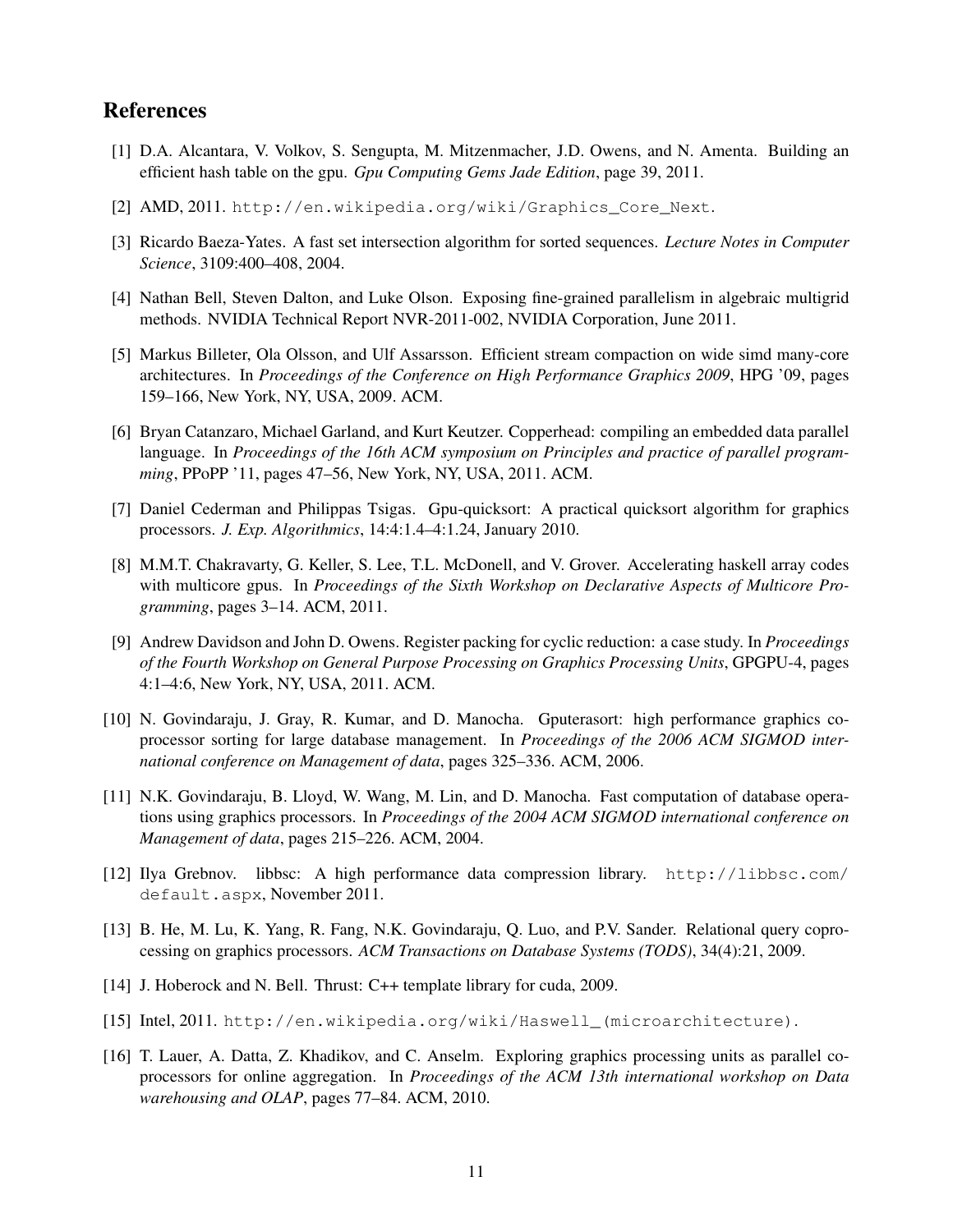## References

[1] D.A. Alcantara, V. Volkov, S. Sengupta, M. Mitzenmacher, J.D. Owens, and N. Amenta. Building an efficient hash table on the gpu. *Gpu Computing Gems Jade Edition*, page 39, 2011.

[2] AMD, 2011. http://en.wikipedia.org/wiki/Graphics_Core_Next.

[3] Ricardo Baeza-Yates. A fast set intersection algorithm for sorted sequences. *Lecture Notes in Computer Science*, 3109:400–408, 2004.

[4] Nathan Bell, Steven Dalton, and Luke Olson. Exposing fine-grained parallelism in algebraic multigrid methods. NVIDIA Technical Report NVR-2011-002, NVIDIA Corporation, June 2011.

[5] Markus Billeter, Ola Olsson, and Ulf Assarsson. Efficient stream compaction on wide simd many-core architectures. In *Proceedings of the Conference on High Performance Graphics 2009*, HPG '09, pages 159–166, New York, NY, USA, 2009. ACM.

[6] Bryan Catanzaro, Michael Garland, and Kurt Keutzer. Copperhead: compiling an embedded data parallel language. In *Proceedings of the 16th ACM symposium on Principles and practice of parallel programming*, PPoPP '11, pages 47–56, New York, NY, USA, 2011. ACM.

[7] Daniel Cederman and Philippas Tsigas. Gpu-quicksort: A practical quicksort algorithm for graphics processors. *J. Exp. Algorithmics*, 14:4:1.4–4:1.24, January 2010.

[8] M.M.T. Chakravarty, G. Keller, S. Lee, T.L. McDonell, and V. Grover. Accelerating haskell array codes with multicore gpus. In *Proceedings of the Sixth Workshop on Declarative Aspects of Multicore Programming*, pages 3–14. ACM, 2011.

[9] Andrew Davidson and John D. Owens. Register packing for cyclic reduction: a case study. In *Proceedings of the Fourth Workshop on General Purpose Processing on Graphics Processing Units*, GPGPU-4, pages 4:1–4:6, New York, NY, USA, 2011. ACM.

[10] N. Govindaraju, J. Gray, R. Kumar, and D. Manocha. Gputerasort: high performance graphics coprocessor sorting for large database management. In *Proceedings of the 2006 ACM SIGMOD international conference on Management of data*, pages 325–336. ACM, 2006.

[11] N.K. Govindaraju, B. Lloyd, W. Wang, M. Lin, and D. Manocha. Fast computation of database operations using graphics processors. In *Proceedings of the 2004 ACM SIGMOD international conference on Management of data*, pages 215–226. ACM, 2004.

[12] Ilya Grebnov. libbsc: A high performance data compression library. http://libbsc.com/default.aspx, November 2011.

[13] B. He, M. Lu, K. Yang, R. Fang, N.K. Govindaraju, Q. Luo, and P.V. Sander. Relational query coprocessing on graphics processors. *ACM Transactions on Database Systems (TODS)*, 34(4):21, 2009.

[14] J. Hoberock and N. Bell. Thrust: C++ template library for cuda, 2009.

[15] Intel, 2011. http://en.wikipedia.org/wiki/Haswell_(microarchitecture).

[16] T. Lauer, A. Datta, Z. Khadikov, and C. Anselm. Exploring graphics processing units as parallel coprocessors for online aggregation. In *Proceedings of the ACM 13th international workshop on Data warehousing and OLAP*, pages 77–84. ACM, 2010.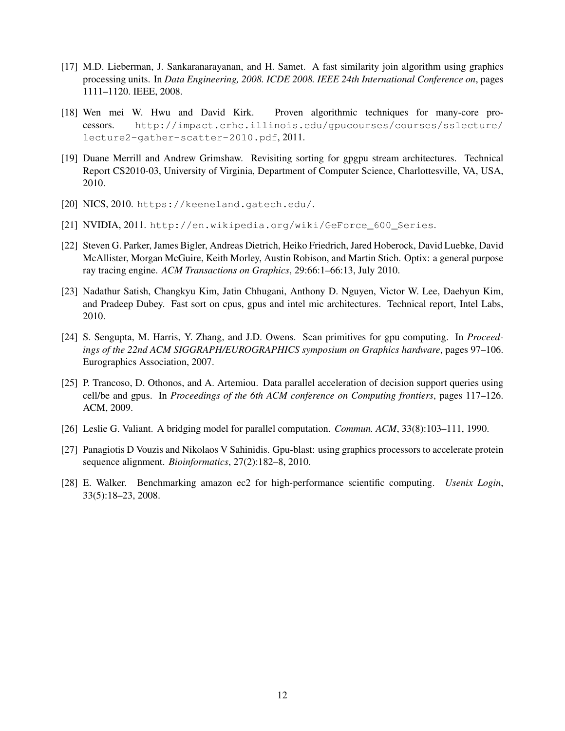[17] M.D. Lieberman, J. Sankaranarayanan, and H. Samet. A fast similarity join algorithm using graphics processing units. In *Data Engineering, 2008. ICDE 2008. IEEE 24th International Conference on*, pages 1111–1120. IEEE, 2008.

[18] Wen mei W. Hwu and David Kirk. Proven algorithmic techniques for many-core processors. `http://impact.crhc.illinois.edu/gpucourses/courses/sslecture/lecture2-gather-scatter-2010.pdf`, 2011.

[19] Duane Merrill and Andrew Grimshaw. Revisiting sorting for gpgpu stream architectures. Technical Report CS2010-03, University of Virginia, Department of Computer Science, Charlottesville, VA, USA, 2010.

[20] NICS, 2010. `https://keeneland.gatech.edu/`.

[21] NVIDIA, 2011. `http://en.wikipedia.org/wiki/GeForce_600_Series`.

[22] Steven G. Parker, James Bigler, Andreas Dietrich, Heiko Friedrich, Jared Hoberock, David Luebke, David McAllister, Morgan McGuire, Keith Morley, Austin Robison, and Martin Stich. Optix: a general purpose ray tracing engine. *ACM Transactions on Graphics*, 29:66:1–66:13, July 2010.

[23] Nadathur Satish, Changkyu Kim, Jatin Chhugani, Anthony D. Nguyen, Victor W. Lee, Daehyun Kim, and Pradeep Dubey. Fast sort on cpus, gpus and intel mic architectures. Technical report, Intel Labs, 2010.

[24] S. Sengupta, M. Harris, Y. Zhang, and J.D. Owens. Scan primitives for gpu computing. In *Proceedings of the 22nd ACM SIGGRAPH/EUROGRAPHICS symposium on Graphics hardware*, pages 97–106. Eurographics Association, 2007.

[25] P. Trancoso, D. Othonos, and A. Artemiou. Data parallel acceleration of decision support queries using cell/be and gpus. In *Proceedings of the 6th ACM conference on Computing frontiers*, pages 117–126. ACM, 2009.

[26] Leslie G. Valiant. A bridging model for parallel computation. *Commun. ACM*, 33(8):103–111, 1990.

[27] Panagiotis D Vouzis and Nikolaos V Sahinidis. Gpu-blast: using graphics processors to accelerate protein sequence alignment. *Bioinformatics*, 27(2):182–8, 2010.

[28] E. Walker. Benchmarking amazon ec2 for high-performance scientific computing. *Usenix Login*, 33(5):18–23, 2008.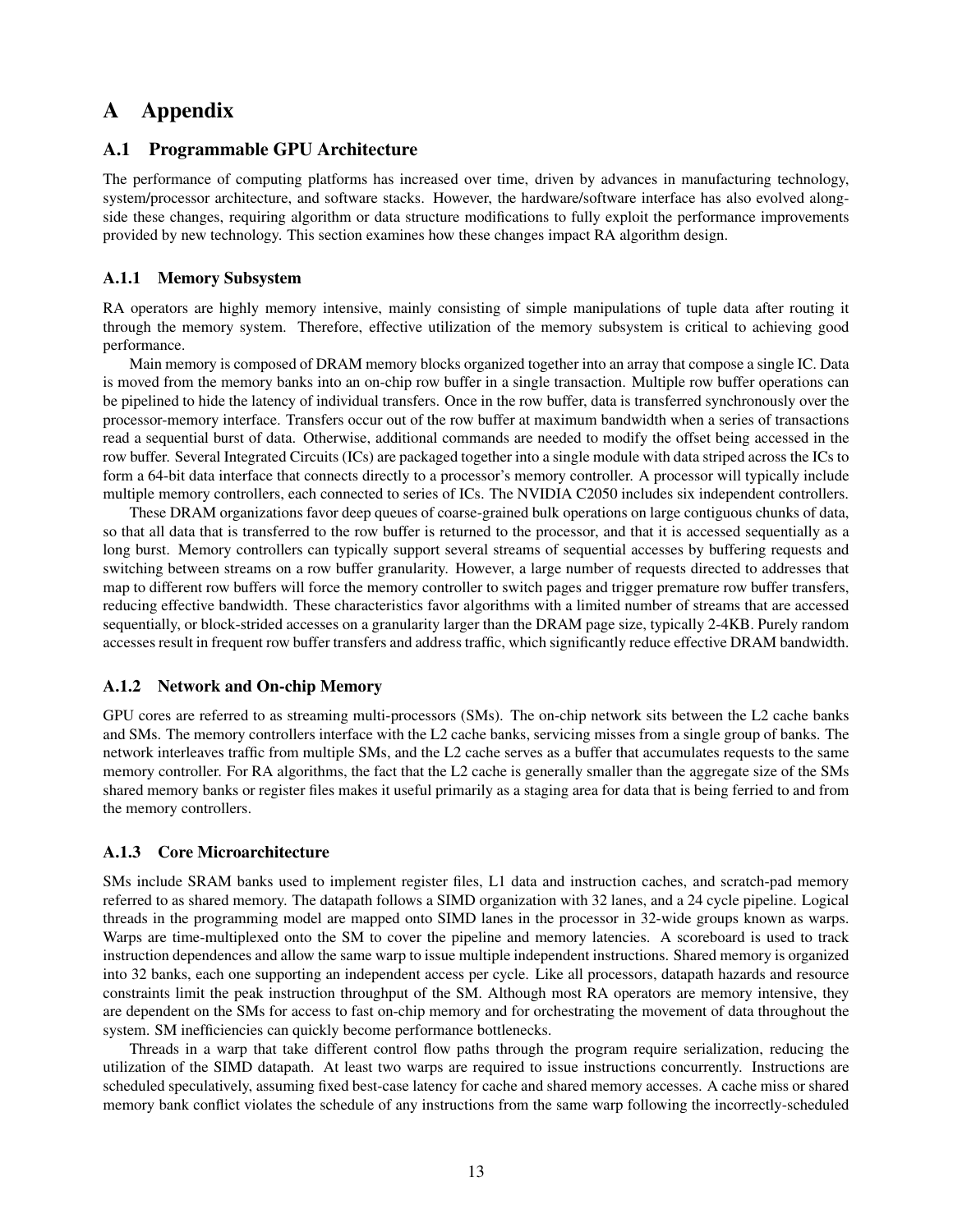# A Appendix

## A.1 Programmable GPU Architecture

The performance of computing platforms has increased over time, driven by advances in manufacturing technology, system/processor architecture, and software stacks. However, the hardware/software interface has also evolved alongside these changes, requiring algorithm or data structure modifications to fully exploit the performance improvements provided by new technology. This section examines how these changes impact RA algorithm design.

### A.1.1 Memory Subsystem

RA operators are highly memory intensive, mainly consisting of simple manipulations of tuple data after routing it through the memory system. Therefore, effective utilization of the memory subsystem is critical to achieving good performance.

Main memory is composed of DRAM memory blocks organized together into an array that compose a single IC. Data is moved from the memory banks into an on-chip row buffer in a single transaction. Multiple row buffer operations can be pipelined to hide the latency of individual transfers. Once in the row buffer, data is transferred synchronously over the processor-memory interface. Transfers occur out of the row buffer at maximum bandwidth when a series of transactions read a sequential burst of data. Otherwise, additional commands are needed to modify the offset being accessed in the row buffer. Several Integrated Circuits (ICs) are packaged together into a single module with data striped across the ICs to form a 64-bit data interface that connects directly to a processor's memory controller. A processor will typically include multiple memory controllers, each connected to series of ICs. The NVIDIA C2050 includes six independent controllers.

These DRAM organizations favor deep queues of coarse-grained bulk operations on large contiguous chunks of data, so that all data that is transferred to the row buffer is returned to the processor, and that it is accessed sequentially as a long burst. Memory controllers can typically support several streams of sequential accesses by buffering requests and switching between streams on a row buffer granularity. However, a large number of requests directed to addresses that map to different row buffers will force the memory controller to switch pages and trigger premature row buffer transfers, reducing effective bandwidth. These characteristics favor algorithms with a limited number of streams that are accessed sequentially, or block-strided accesses on a granularity larger than the DRAM page size, typically 2-4KB. Purely random accesses result in frequent row buffer transfers and address traffic, which significantly reduce effective DRAM bandwidth.

### A.1.2 Network and On-chip Memory

GPU cores are referred to as streaming multi-processors (SMs). The on-chip network sits between the L2 cache banks and SMs. The memory controllers interface with the L2 cache banks, servicing misses from a single group of banks. The network interleaves traffic from multiple SMs, and the L2 cache serves as a buffer that accumulates requests to the same memory controller. For RA algorithms, the fact that the L2 cache is generally smaller than the aggregate size of the SMs shared memory banks or register files makes it useful primarily as a staging area for data that is being ferried to and from the memory controllers.

### A.1.3 Core Microarchitecture

SMs include SRAM banks used to implement register files, L1 data and instruction caches, and scratch-pad memory referred to as shared memory. The datapath follows a SIMD organization with 32 lanes, and a 24 cycle pipeline. Logical threads in the programming model are mapped onto SIMD lanes in the processor in 32-wide groups known as warps. Warps are time-multiplexed onto the SM to cover the pipeline and memory latencies. A scoreboard is used to track instruction dependences and allow the same warp to issue multiple independent instructions. Shared memory is organized into 32 banks, each one supporting an independent access per cycle. Like all processors, datapath hazards and resource constraints limit the peak instruction throughput of the SM. Although most RA operators are memory intensive, they are dependent on the SMs for access to fast on-chip memory and for orchestrating the movement of data throughout the system. SM inefficiencies can quickly become performance bottlenecks.

Threads in a warp that take different control flow paths through the program require serialization, reducing the utilization of the SIMD datapath. At least two warps are required to issue instructions concurrently. Instructions are scheduled speculatively, assuming fixed best-case latency for cache and shared memory accesses. A cache miss or shared memory bank conflict violates the schedule of any instructions from the same warp following the incorrectly-scheduled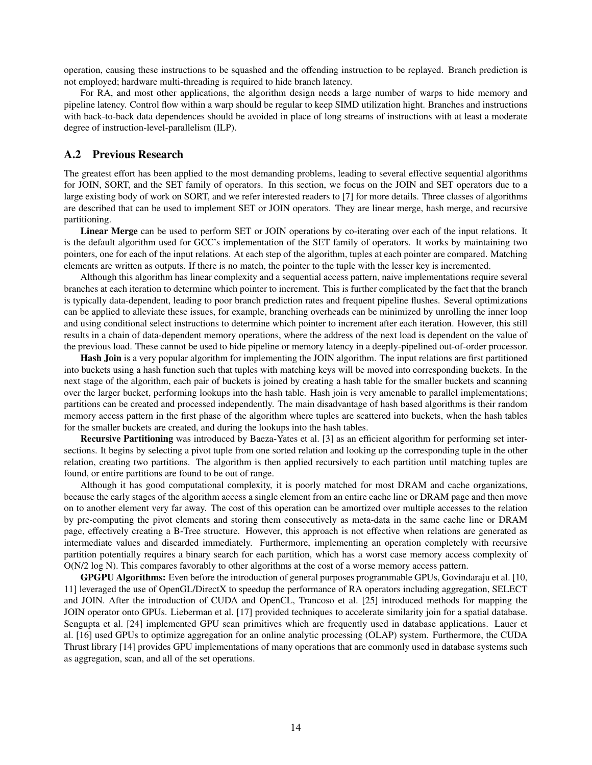operation, causing these instructions to be squashed and the offending instruction to be replayed. Branch prediction is not employed; hardware multi-threading is required to hide branch latency.

For RA, and most other applications, the algorithm design needs a large number of warps to hide memory and pipeline latency. Control flow within a warp should be regular to keep SIMD utilization hight. Branches and instructions with back-to-back data dependences should be avoided in place of long streams of instructions with at least a moderate degree of instruction-level-parallelism (ILP).

## A.2 Previous Research

The greatest effort has been applied to the most demanding problems, leading to several effective sequential algorithms for JOIN, SORT, and the SET family of operators. In this section, we focus on the JOIN and SET operators due to a large existing body of work on SORT, and we refer interested readers to [7] for more details. Three classes of algorithms are described that can be used to implement SET or JOIN operators. They are linear merge, hash merge, and recursive partitioning.

**Linear Merge** can be used to perform SET or JOIN operations by co-iterating over each of the input relations. It is the default algorithm used for GCC's implementation of the SET family of operators. It works by maintaining two pointers, one for each of the input relations. At each step of the algorithm, tuples at each pointer are compared. Matching elements are written as outputs. If there is no match, the pointer to the tuple with the lesser key is incremented.

Although this algorithm has linear complexity and a sequential access pattern, naive implementations require several branches at each iteration to determine which pointer to increment. This is further complicated by the fact that the branch is typically data-dependent, leading to poor branch prediction rates and frequent pipeline flushes. Several optimizations can be applied to alleviate these issues, for example, branching overheads can be minimized by unrolling the inner loop and using conditional select instructions to determine which pointer to increment after each iteration. However, this still results in a chain of data-dependent memory operations, where the address of the next load is dependent on the value of the previous load. These cannot be used to hide pipeline or memory latency in a deeply-pipelined out-of-order processor.

**Hash Join** is a very popular algorithm for implementing the JOIN algorithm. The input relations are first partitioned into buckets using a hash function such that tuples with matching keys will be moved into corresponding buckets. In the next stage of the algorithm, each pair of buckets is joined by creating a hash table for the smaller buckets and scanning over the larger bucket, performing lookups into the hash table. Hash join is very amenable to parallel implementations; partitions can be created and processed independently. The main disadvantage of hash based algorithms is their random memory access pattern in the first phase of the algorithm where tuples are scattered into buckets, when the hash tables for the smaller buckets are created, and during the lookups into the hash tables.

**Recursive Partitioning** was introduced by Baeza-Yates et al. [3] as an efficient algorithm for performing set intersections. It begins by selecting a pivot tuple from one sorted relation and looking up the corresponding tuple in the other relation, creating two partitions. The algorithm is then applied recursively to each partition until matching tuples are found, or entire partitions are found to be out of range.

Although it has good computational complexity, it is poorly matched for most DRAM and cache organizations, because the early stages of the algorithm access a single element from an entire cache line or DRAM page and then move on to another element very far away. The cost of this operation can be amortized over multiple accesses to the relation by pre-computing the pivot elements and storing them consecutively as meta-data in the same cache line or DRAM page, effectively creating a B-Tree structure. However, this approach is not effective when relations are generated as intermediate values and discarded immediately. Furthermore, implementing an operation completely with recursive partition potentially requires a binary search for each partition, which has a worst case memory access complexity of $O(N/2 \log N)$. This compares favorably to other algorithms at the cost of a worse memory access pattern.

**GPGPU Algorithms:** Even before the introduction of general purposes programmable GPUs, Govindaraju et al. [10, 11] leveraged the use of OpenGL/DirectX to speedup the performance of RA operators including aggregation, SELECT and JOIN. After the introduction of CUDA and OpenCL, Trancoso et al. [25] introduced methods for mapping the JOIN operator onto GPUs. Lieberman et al. [17] provided techniques to accelerate similarity join for a spatial database. Sengupta et al. [24] implemented GPU scan primitives which are frequently used in database applications. Lauer et al. [16] used GPUs to optimize aggregation for an online analytic processing (OLAP) system. Furthermore, the CUDA Thrust library [14] provides GPU implementations of many operations that are commonly used in database systems such as aggregation, scan, and all of the set operations.